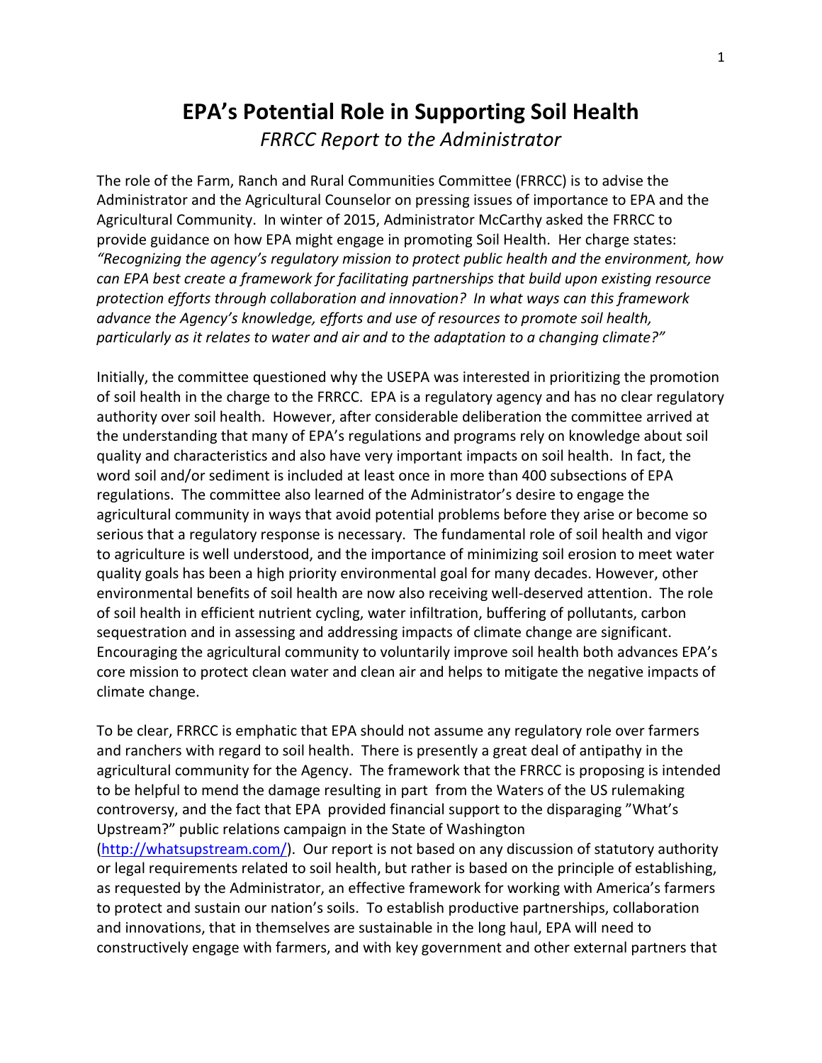# EPA's Potential Role in Supporting Soil Health

*FRRCC Report to the Administrator*

The role of the Farm, Ranch and Rural Communities Committee (FRRCC) is to advise the Administrator and the Agricultural Counselor on pressing issues of importance to EPA and the Agricultural Community. In winter of 2015, Administrator McCarthy asked the FRRCC to provide guidance on how EPA might engage in promoting Soil Health. Her charge states: ***"Recognizing the agency's regulatory mission to protect public health and the environment, how can EPA best create a framework for facilitating partnerships that build upon existing resource protection efforts through collaboration and innovation? In what ways can this framework advance the Agency's knowledge, efforts and use of resources to promote soil health, particularly as it relates to water and air and to the adaptation to a changing climate?"***

Initially, the committee questioned why the USEPA was interested in prioritizing the promotion of soil health in the charge to the FRRCC. EPA is a regulatory agency and has no clear regulatory authority over soil health. However, after considerable deliberation the committee arrived at the understanding that many of EPA's regulations and programs rely on knowledge about soil quality and characteristics and also have very important impacts on soil health. In fact, the word soil and/or sediment is included at least once in more than 400 subsections of EPA regulations. The committee also learned of the Administrator's desire to engage the agricultural community in ways that avoid potential problems before they arise or become so serious that a regulatory response is necessary. The fundamental role of soil health and vigor to agriculture is well understood, and the importance of minimizing soil erosion to meet water quality goals has been a high priority environmental goal for many decades. However, other environmental benefits of soil health are now also receiving well-deserved attention. The role of soil health in efficient nutrient cycling, water infiltration, buffering of pollutants, carbon sequestration and in assessing and addressing impacts of climate change are significant. Encouraging the agricultural community to voluntarily improve soil health both advances EPA's core mission to protect clean water and clean air and helps to mitigate the negative impacts of climate change.

To be clear, FRRCC is emphatic that EPA should not assume any regulatory role over farmers and ranchers with regard to soil health. There is presently a great deal of antipathy in the agricultural community for the Agency. The framework that the FRRCC is proposing is intended to be helpful to mend the damage resulting in part from the Waters of the US rulemaking controversy, and the fact that EPA provided financial support to the disparaging "What's Upstream?" public relations campaign in the State of Washington (http://whatsupstream.com/). Our report is not based on any discussion of statutory authority or legal requirements related to soil health, but rather is based on the principle of establishing, as requested by the Administrator, an effective framework for working with America's farmers to protect and sustain our nation's soils. To establish productive partnerships, collaboration and innovations, that in themselves are sustainable in the long haul, EPA will need to constructively engage with farmers, and with key government and other external partners that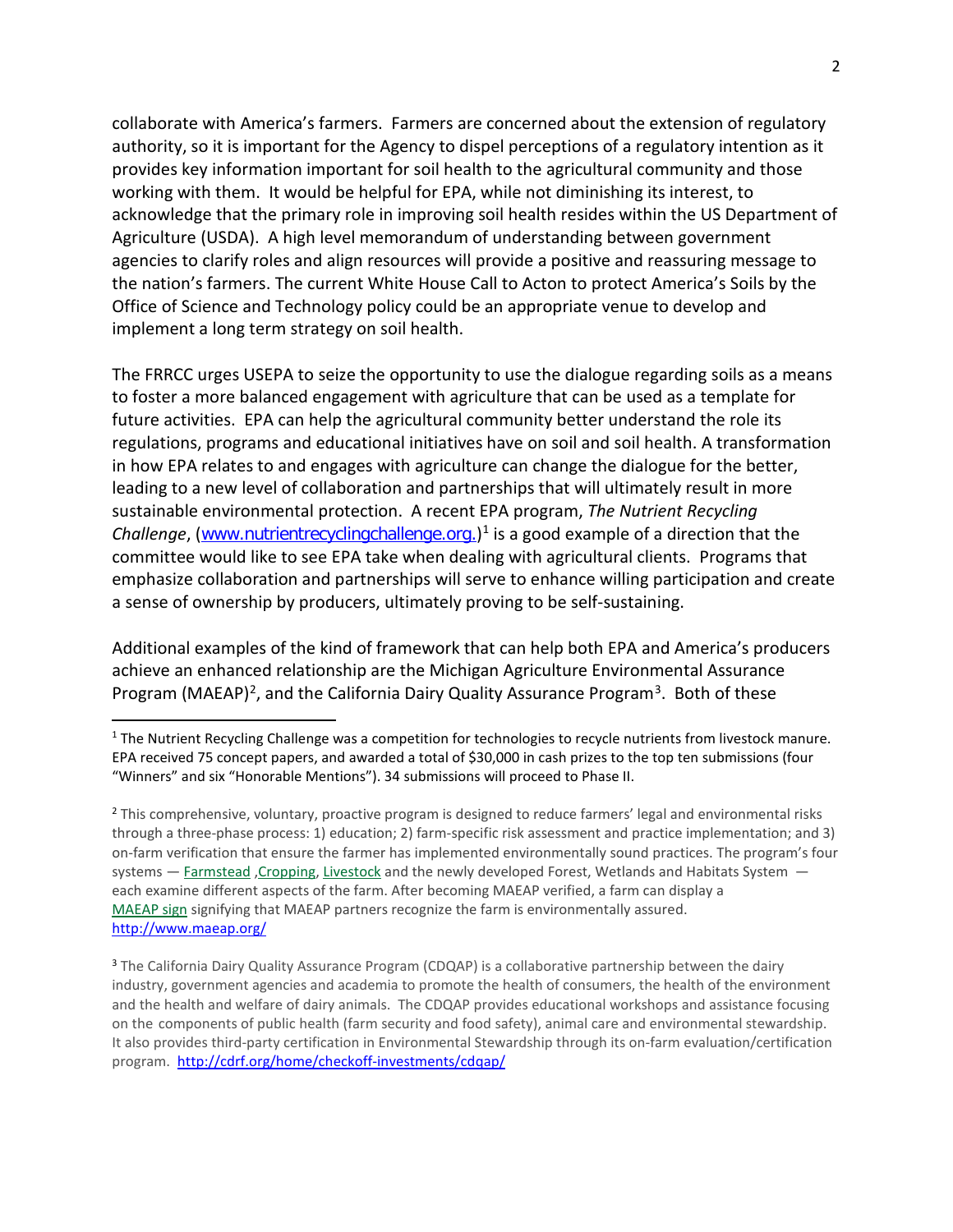collaborate with America's farmers. Farmers are concerned about the extension of regulatory authority, so it is important for the Agency to dispel perceptions of a regulatory intention as it provides key information important for soil health to the agricultural community and those working with them. It would be helpful for EPA, while not diminishing its interest, to acknowledge that the primary role in improving soil health resides within the US Department of Agriculture (USDA). A high level memorandum of understanding between government agencies to clarify roles and align resources will provide a positive and reassuring message to the nation's farmers. The current White House Call to Acton to protect America's Soils by the Office of Science and Technology policy could be an appropriate venue to develop and implement a long term strategy on soil health.

The FRRCC urges USEPA to seize the opportunity to use the dialogue regarding soils as a means to foster a more balanced engagement with agriculture that can be used as a template for future activities. EPA can help the agricultural community better understand the role its regulations, programs and educational initiatives have on soil and soil health. A transformation in how EPA relates to and engages with agriculture can change the dialogue for the better, leading to a new level of collaboration and partnerships that will ultimately result in more sustainable environmental protection. A recent EPA program, *The Nutrient Recycling Challenge*, (www.nutrientrecyclingchallenge.org.)[1] is a good example of a direction that the committee would like to see EPA take when dealing with agricultural clients. Programs that emphasize collaboration and partnerships will serve to enhance willing participation and create a sense of ownership by producers, ultimately proving to be self-sustaining.

Additional examples of the kind of framework that can help both EPA and America's producers achieve an enhanced relationship are the Michigan Agriculture Environmental Assurance Program (MAEAP)[2], and the California Dairy Quality Assurance Program[3]. Both of these

---

[1] The Nutrient Recycling Challenge was a competition for technologies to recycle nutrients from livestock manure. EPA received 75 concept papers, and awarded a total of $30,000 in cash prizes to the top ten submissions (four "Winners" and six "Honorable Mentions"). 34 submissions will proceed to Phase II.

[2] This comprehensive, voluntary, proactive program is designed to reduce farmers' legal and environmental risks through a three-phase process: 1) education; 2) farm-specific risk assessment and practice implementation; and 3) on-farm verification that ensure the farmer has implemented environmentally sound practices. The program's four systems — Farmstead ,Cropping, Livestock and the newly developed Forest, Wetlands and Habitats System — each examine different aspects of the farm. After becoming MAEAP verified, a farm can display a MAEAP sign signifying that MAEAP partners recognize the farm is environmentally assured. http://www.maeap.org/

[3] The California Dairy Quality Assurance Program (CDQAP) is a collaborative partnership between the dairy industry, government agencies and academia to promote the health of consumers, the health of the environment and the health and welfare of dairy animals. The CDQAP provides educational workshops and assistance focusing on the components of public health (farm security and food safety), animal care and environmental stewardship. It also provides third-party certification in Environmental Stewardship through its on-farm evaluation/certification program. http://cdrf.org/home/checkoff-investments/cdqap/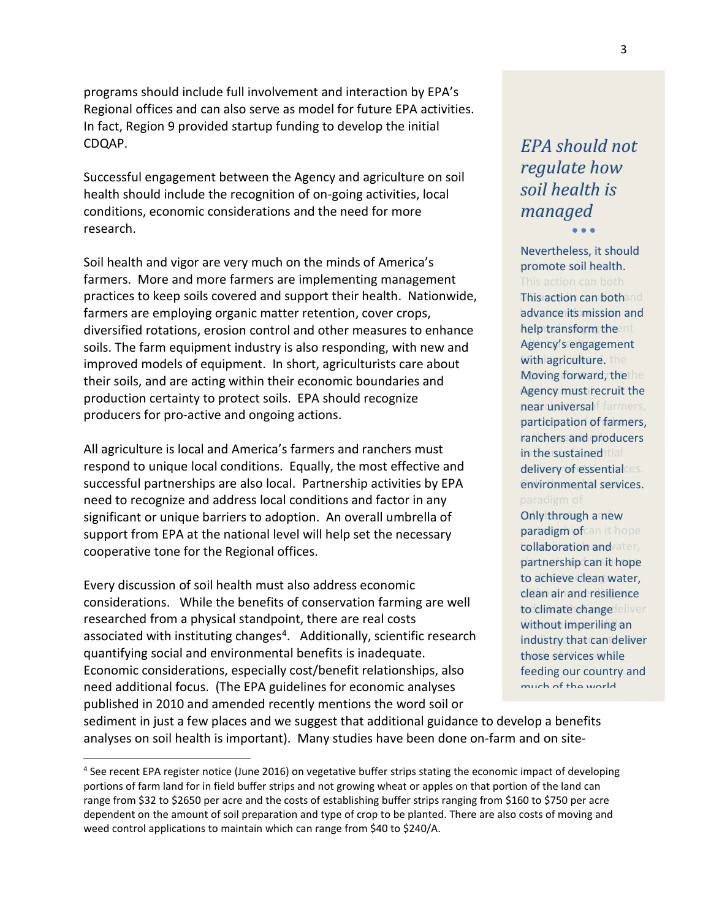programs should include full involvement and interaction by EPA's Regional offices and can also serve as model for future EPA activities. In fact, Region 9 provided startup funding to develop the initial CDQAP.

Successful engagement between the Agency and agriculture on soil health should include the recognition of on-going activities, local conditions, economic considerations and the need for more research.

Soil health and vigor are very much on the minds of America's farmers. More and more farmers are implementing management practices to keep soils covered and support their health. Nationwide, farmers are employing organic matter retention, cover crops, diversified rotations, erosion control and other measures to enhance soils. The farm equipment industry is also responding, with new and improved models of equipment. In short, agriculturists care about their soils, and are acting within their economic boundaries and production certainty to protect soils. EPA should recognize producers for pro-active and ongoing actions.

All agriculture is local and America's farmers and ranchers must respond to unique local conditions. Equally, the most effective and successful partnerships are also local. Partnership activities by EPA need to recognize and address local conditions and factor in any significant or unique barriers to adoption. An overall umbrella of support from EPA at the national level will help set the necessary cooperative tone for the Regional offices.

Every discussion of soil health must also address economic considerations. While the benefits of conservation farming are well researched from a physical standpoint, there are real costs associated with instituting changes[4]. Additionally, scientific research quantifying social and environmental benefits is inadequate. Economic considerations, especially cost/benefit relationships, also need additional focus. (The EPA guidelines for economic analyses published in 2010 and amended recently mentions the word soil or sediment in just a few places and we suggest that additional guidance to develop a benefits analyses on soil health is important). Many studies have been done on-farm and on site-

> ***EPA should not regulate how soil health is managed***
>
> Nevertheless, it should promote soil health. This action can both advance its mission and help transform the Agency's engagement with agriculture. Moving forward, the Agency must recruit the near universal participation of farmers, ranchers and producers in the sustained delivery of essential environmental services. Only through a new paradigm of collaboration and partnership can it hope to achieve clean water, clean air and resilience to climate change without imperiling an industry that can deliver those services while feeding our country and much of the world

[4] See recent EPA register notice (June 2016) on vegetative buffer strips stating the economic impact of developing portions of farm land for in field buffer strips and not growing wheat or apples on that portion of the land can range from $32 to $2650 per acre and the costs of establishing buffer strips ranging from $160 to $750 per acre dependent on the amount of soil preparation and type of crop to be planted. There are also costs of moving and weed control applications to maintain which can range from $40 to $240/A.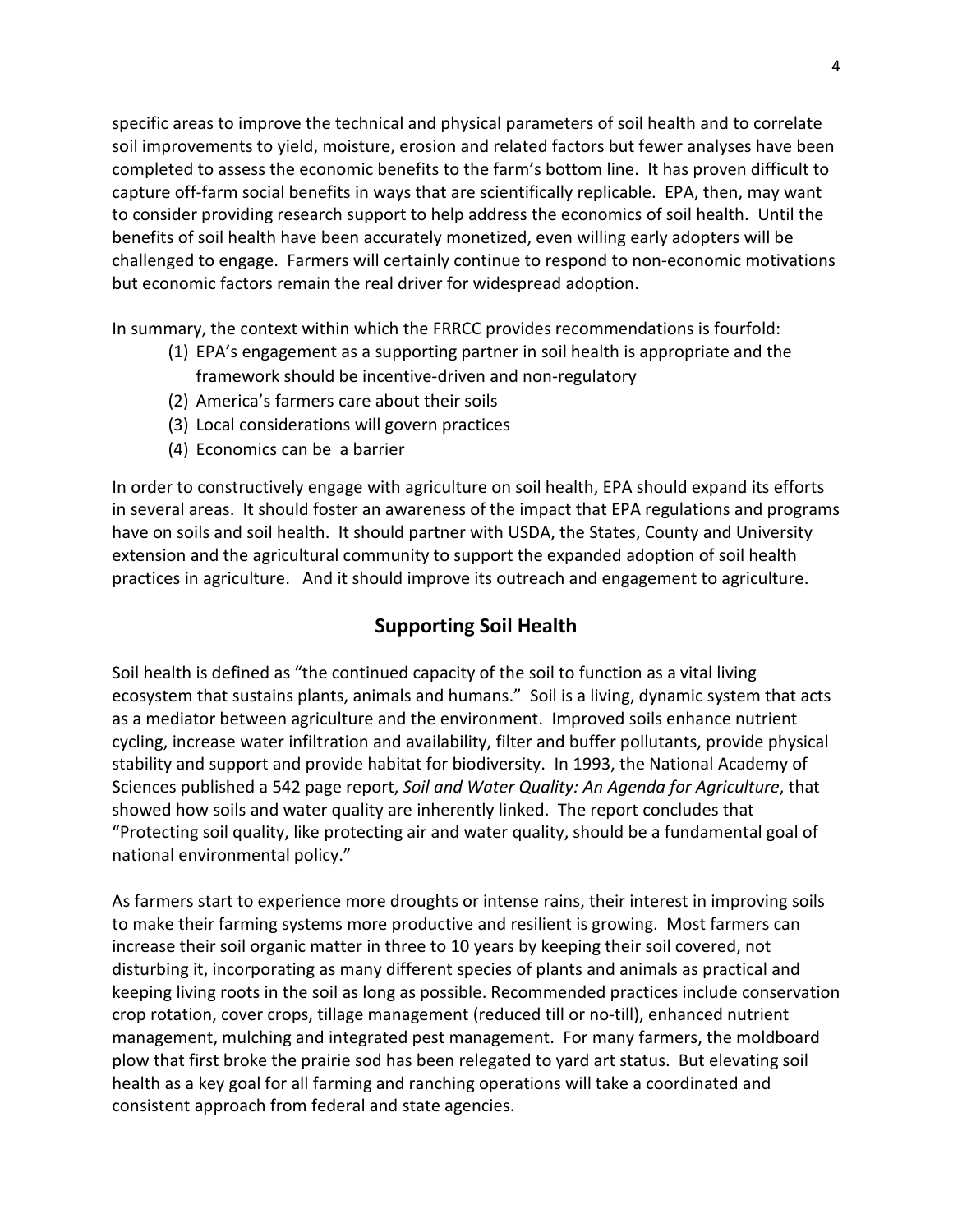specific areas to improve the technical and physical parameters of soil health and to correlate soil improvements to yield, moisture, erosion and related factors but fewer analyses have been completed to assess the economic benefits to the farm's bottom line. It has proven difficult to capture off-farm social benefits in ways that are scientifically replicable. EPA, then, may want to consider providing research support to help address the economics of soil health. Until the benefits of soil health have been accurately monetized, even willing early adopters will be challenged to engage. Farmers will certainly continue to respond to non-economic motivations but economic factors remain the real driver for widespread adoption.

In summary, the context within which the FRRCC provides recommendations is fourfold:

1. EPA's engagement as a supporting partner in soil health is appropriate and the framework should be incentive-driven and non-regulatory
2. America's farmers care about their soils
3. Local considerations will govern practices
4. Economics can be a barrier

In order to constructively engage with agriculture on soil health, EPA should expand its efforts in several areas. It should foster an awareness of the impact that EPA regulations and programs have on soils and soil health. It should partner with USDA, the States, County and University extension and the agricultural community to support the expanded adoption of soil health practices in agriculture. And it should improve its outreach and engagement to agriculture.

## Supporting Soil Health

Soil health is defined as "the continued capacity of the soil to function as a vital living ecosystem that sustains plants, animals and humans." Soil is a living, dynamic system that acts as a mediator between agriculture and the environment. Improved soils enhance nutrient cycling, increase water infiltration and availability, filter and buffer pollutants, provide physical stability and support and provide habitat for biodiversity. In 1993, the National Academy of Sciences published a 542 page report, *Soil and Water Quality: An Agenda for Agriculture*, that showed how soils and water quality are inherently linked. The report concludes that "Protecting soil quality, like protecting air and water quality, should be a fundamental goal of national environmental policy."

As farmers start to experience more droughts or intense rains, their interest in improving soils to make their farming systems more productive and resilient is growing. Most farmers can increase their soil organic matter in three to 10 years by keeping their soil covered, not disturbing it, incorporating as many different species of plants and animals as practical and keeping living roots in the soil as long as possible. Recommended practices include conservation crop rotation, cover crops, tillage management (reduced till or no-till), enhanced nutrient management, mulching and integrated pest management. For many farmers, the moldboard plow that first broke the prairie sod has been relegated to yard art status. But elevating soil health as a key goal for all farming and ranching operations will take a coordinated and consistent approach from federal and state agencies.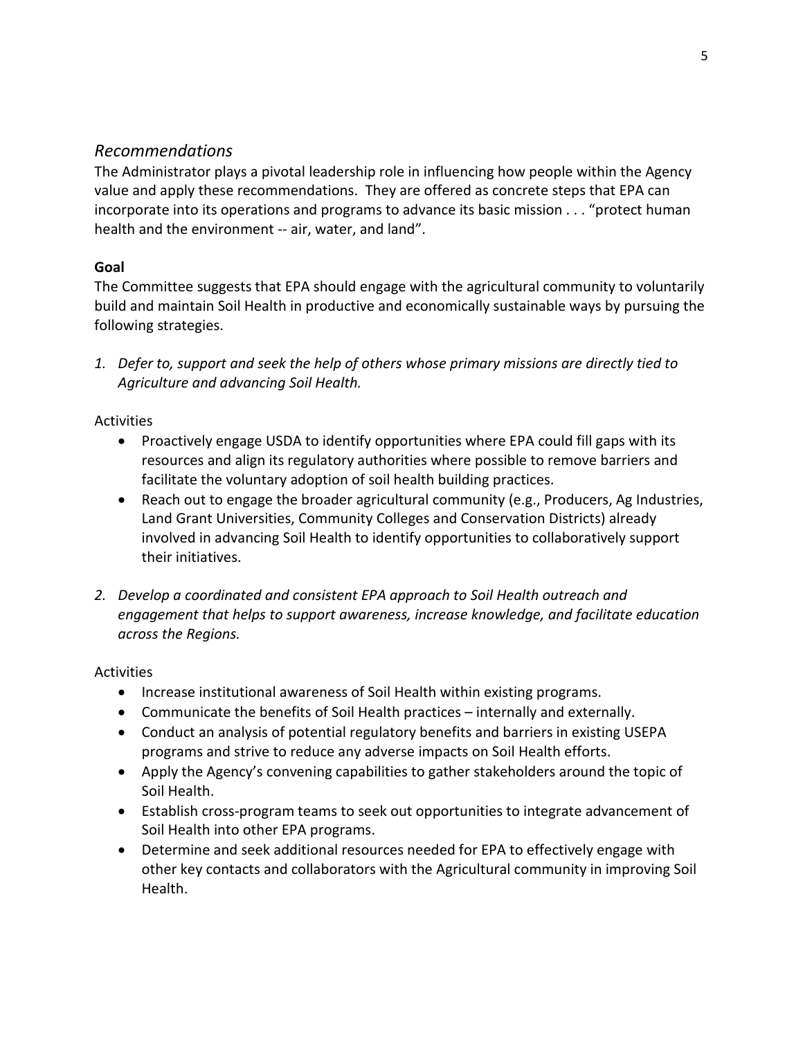## *Recommendations*

The Administrator plays a pivotal leadership role in influencing how people within the Agency value and apply these recommendations. They are offered as concrete steps that EPA can incorporate into its operations and programs to advance its basic mission . . . "protect human health and the environment -- air, water, and land".

**Goal**

The Committee suggests that EPA should engage with the agricultural community to voluntarily build and maintain Soil Health in productive and economically sustainable ways by pursuing the following strategies.

1. *Defer to, support and seek the help of others whose primary missions are directly tied to Agriculture and advancing Soil Health.*

Activities

- Proactively engage USDA to identify opportunities where EPA could fill gaps with its resources and align its regulatory authorities where possible to remove barriers and facilitate the voluntary adoption of soil health building practices.
- Reach out to engage the broader agricultural community (e.g., Producers, Ag Industries, Land Grant Universities, Community Colleges and Conservation Districts) already involved in advancing Soil Health to identify opportunities to collaboratively support their initiatives.

2. *Develop a coordinated and consistent EPA approach to Soil Health outreach and engagement that helps to support awareness, increase knowledge, and facilitate education across the Regions.*

Activities

- Increase institutional awareness of Soil Health within existing programs.
- Communicate the benefits of Soil Health practices – internally and externally.
- Conduct an analysis of potential regulatory benefits and barriers in existing USEPA programs and strive to reduce any adverse impacts on Soil Health efforts.
- Apply the Agency's convening capabilities to gather stakeholders around the topic of Soil Health.
- Establish cross-program teams to seek out opportunities to integrate advancement of Soil Health into other EPA programs.
- Determine and seek additional resources needed for EPA to effectively engage with other key contacts and collaborators with the Agricultural community in improving Soil Health.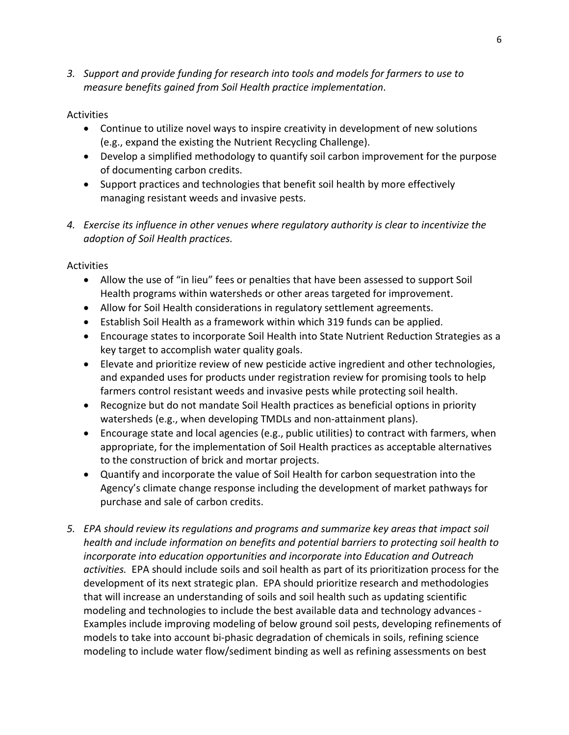3. *Support and provide funding for research into tools and models for farmers to use to measure benefits gained from Soil Health practice implementation*.

Activities

- Continue to utilize novel ways to inspire creativity in development of new solutions (e.g., expand the existing the Nutrient Recycling Challenge).
- Develop a simplified methodology to quantify soil carbon improvement for the purpose of documenting carbon credits.
- Support practices and technologies that benefit soil health by more effectively managing resistant weeds and invasive pests.

4. *Exercise its influence in other venues where regulatory authority is clear to incentivize the adoption of Soil Health practices.*

Activities

- Allow the use of "in lieu" fees or penalties that have been assessed to support Soil Health programs within watersheds or other areas targeted for improvement.
- Allow for Soil Health considerations in regulatory settlement agreements.
- Establish Soil Health as a framework within which 319 funds can be applied.
- Encourage states to incorporate Soil Health into State Nutrient Reduction Strategies as a key target to accomplish water quality goals.
- Elevate and prioritize review of new pesticide active ingredient and other technologies, and expanded uses for products under registration review for promising tools to help farmers control resistant weeds and invasive pests while protecting soil health.
- Recognize but do not mandate Soil Health practices as beneficial options in priority watersheds (e.g., when developing TMDLs and non-attainment plans).
- Encourage state and local agencies (e.g., public utilities) to contract with farmers, when appropriate, for the implementation of Soil Health practices as acceptable alternatives to the construction of brick and mortar projects.
- Quantify and incorporate the value of Soil Health for carbon sequestration into the Agency's climate change response including the development of market pathways for purchase and sale of carbon credits.

5. *EPA should review its regulations and programs and summarize key areas that impact soil health and include information on benefits and potential barriers to protecting soil health to incorporate into education opportunities and incorporate into Education and Outreach activities.* EPA should include soils and soil health as part of its prioritization process for the development of its next strategic plan. EPA should prioritize research and methodologies that will increase an understanding of soils and soil health such as updating scientific modeling and technologies to include the best available data and technology advances - Examples include improving modeling of below ground soil pests, developing refinements of models to take into account bi-phasic degradation of chemicals in soils, refining science modeling to include water flow/sediment binding as well as refining assessments on best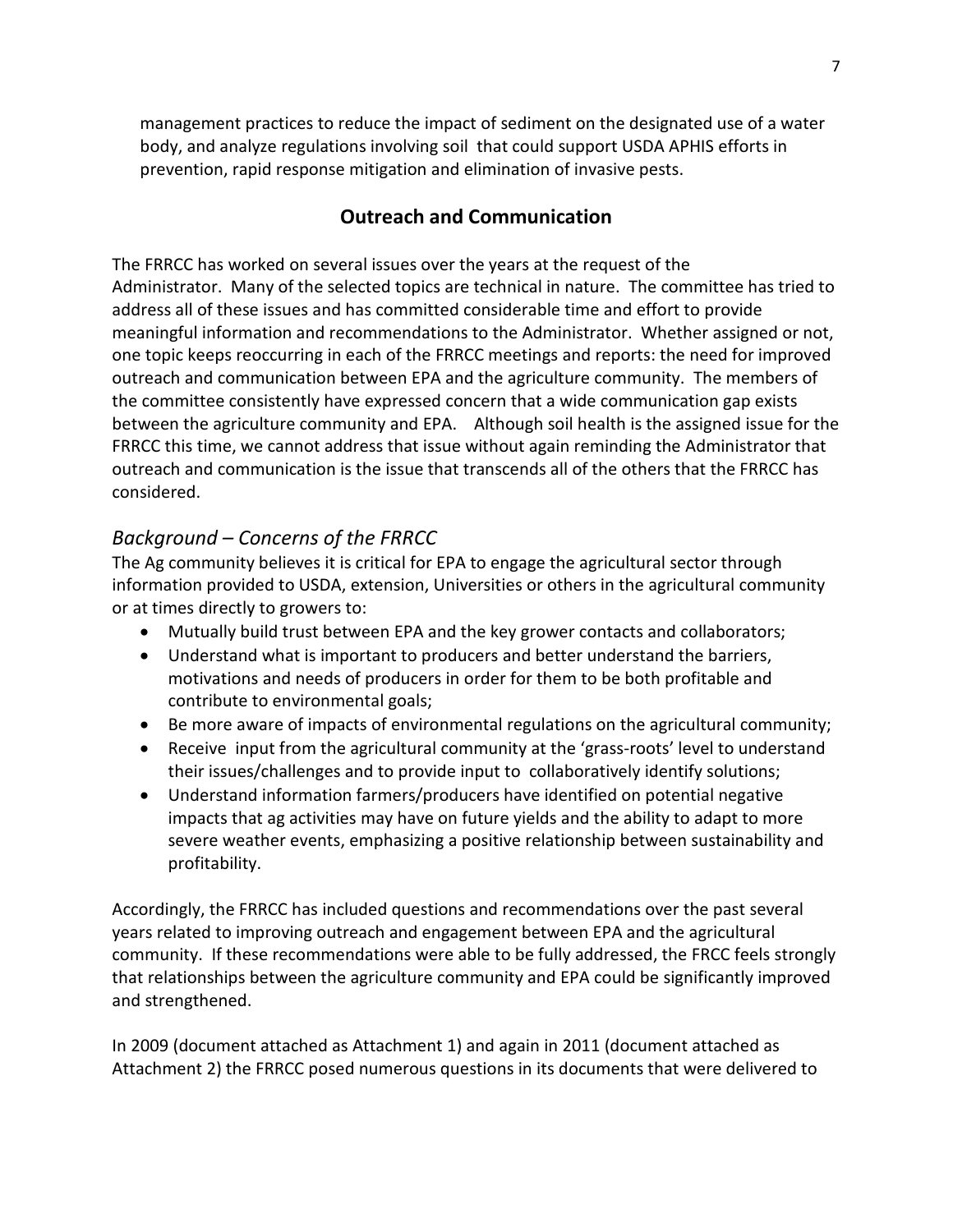management practices to reduce the impact of sediment on the designated use of a water body, and analyze regulations involving soil that could support USDA APHIS efforts in prevention, rapid response mitigation and elimination of invasive pests.

## Outreach and Communication

The FRRCC has worked on several issues over the years at the request of the Administrator. Many of the selected topics are technical in nature. The committee has tried to address all of these issues and has committed considerable time and effort to provide meaningful information and recommendations to the Administrator. Whether assigned or not, one topic keeps reoccurring in each of the FRRCC meetings and reports: the need for improved outreach and communication between EPA and the agriculture community. The members of the committee consistently have expressed concern that a wide communication gap exists between the agriculture community and EPA. Although soil health is the assigned issue for the FRRCC this time, we cannot address that issue without again reminding the Administrator that outreach and communication is the issue that transcends all of the others that the FRRCC has considered.

### *Background – Concerns of the FRRCC*

The Ag community believes it is critical for EPA to engage the agricultural sector through information provided to USDA, extension, Universities or others in the agricultural community or at times directly to growers to:

- Mutually build trust between EPA and the key grower contacts and collaborators;
- Understand what is important to producers and better understand the barriers, motivations and needs of producers in order for them to be both profitable and contribute to environmental goals;
- Be more aware of impacts of environmental regulations on the agricultural community;
- Receive input from the agricultural community at the 'grass-roots' level to understand their issues/challenges and to provide input to collaboratively identify solutions;
- Understand information farmers/producers have identified on potential negative impacts that ag activities may have on future yields and the ability to adapt to more severe weather events, emphasizing a positive relationship between sustainability and profitability.

Accordingly, the FRRCC has included questions and recommendations over the past several years related to improving outreach and engagement between EPA and the agricultural community. If these recommendations were able to be fully addressed, the FRCC feels strongly that relationships between the agriculture community and EPA could be significantly improved and strengthened.

In 2009 (document attached as Attachment 1) and again in 2011 (document attached as Attachment 2) the FRRCC posed numerous questions in its documents that were delivered to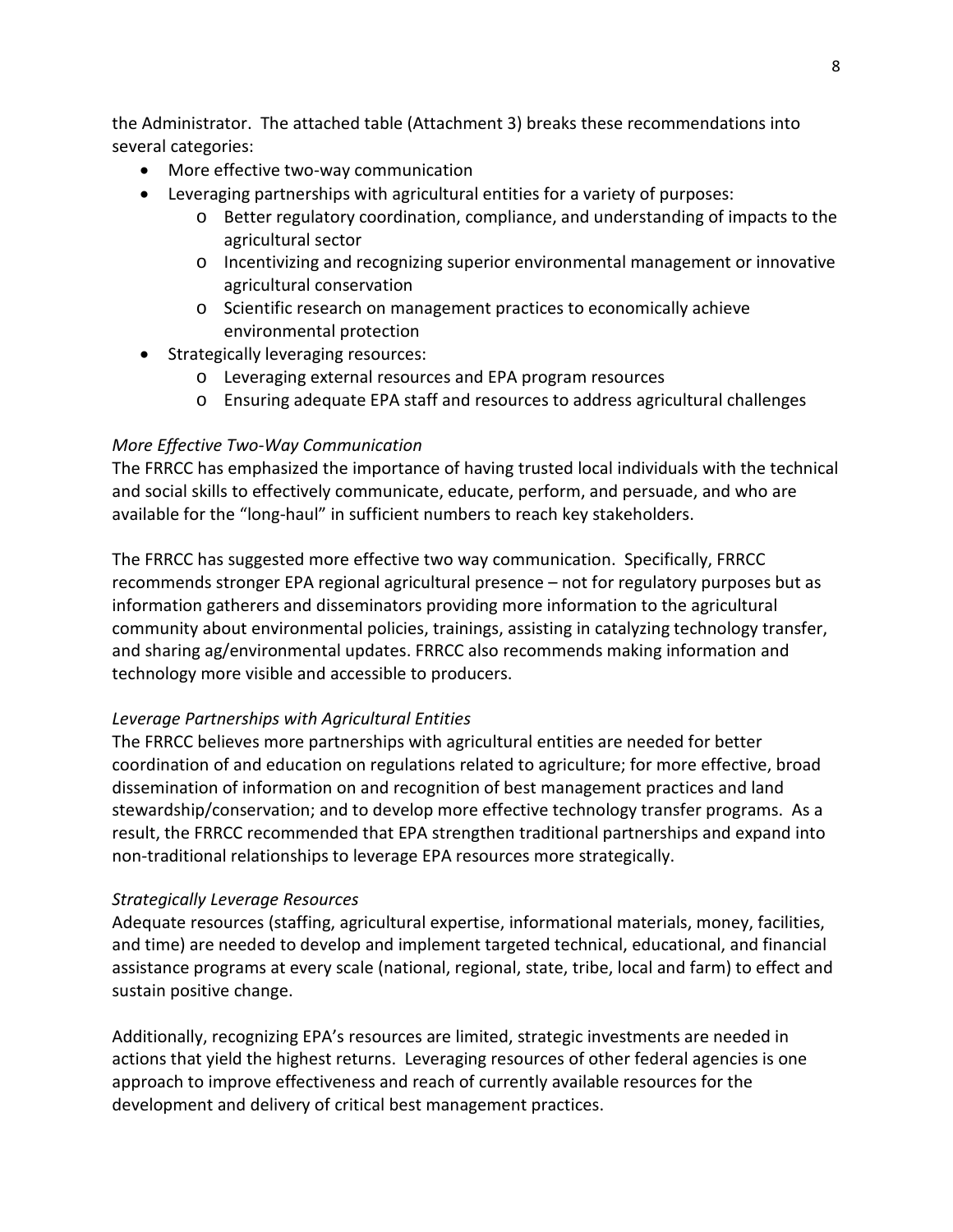the Administrator. The attached table (Attachment 3) breaks these recommendations into several categories:

- More effective two-way communication
- Leveraging partnerships with agricultural entities for a variety of purposes:
    - Better regulatory coordination, compliance, and understanding of impacts to the agricultural sector
    - Incentivizing and recognizing superior environmental management or innovative agricultural conservation
    - Scientific research on management practices to economically achieve environmental protection
- Strategically leveraging resources:
    - Leveraging external resources and EPA program resources
    - Ensuring adequate EPA staff and resources to address agricultural challenges

*More Effective Two-Way Communication*

The FRRCC has emphasized the importance of having trusted local individuals with the technical and social skills to effectively communicate, educate, perform, and persuade, and who are available for the "long-haul" in sufficient numbers to reach key stakeholders.

The FRRCC has suggested more effective two way communication. Specifically, FRRCC recommends stronger EPA regional agricultural presence – not for regulatory purposes but as information gatherers and disseminators providing more information to the agricultural community about environmental policies, trainings, assisting in catalyzing technology transfer, and sharing ag/environmental updates. FRRCC also recommends making information and technology more visible and accessible to producers.

*Leverage Partnerships with Agricultural Entities*

The FRRCC believes more partnerships with agricultural entities are needed for better coordination of and education on regulations related to agriculture; for more effective, broad dissemination of information on and recognition of best management practices and land stewardship/conservation; and to develop more effective technology transfer programs. As a result, the FRRCC recommended that EPA strengthen traditional partnerships and expand into non-traditional relationships to leverage EPA resources more strategically.

*Strategically Leverage Resources*

Adequate resources (staffing, agricultural expertise, informational materials, money, facilities, and time) are needed to develop and implement targeted technical, educational, and financial assistance programs at every scale (national, regional, state, tribe, local and farm) to effect and sustain positive change.

Additionally, recognizing EPA's resources are limited, strategic investments are needed in actions that yield the highest returns. Leveraging resources of other federal agencies is one approach to improve effectiveness and reach of currently available resources for the development and delivery of critical best management practices.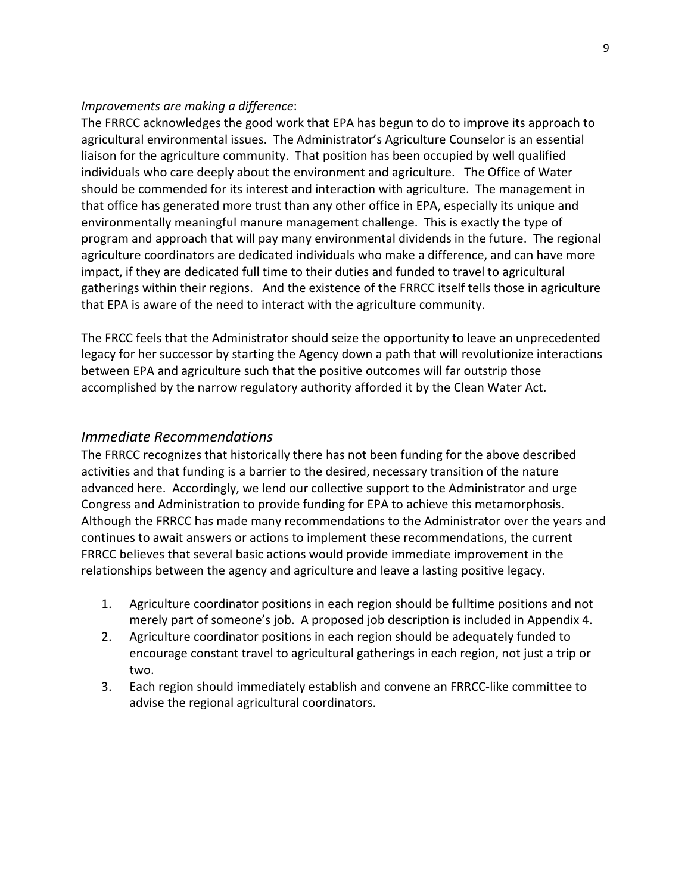*Improvements are making a difference*:
The FRRCC acknowledges the good work that EPA has begun to do to improve its approach to agricultural environmental issues. The Administrator's Agriculture Counselor is an essential liaison for the agriculture community. That position has been occupied by well qualified individuals who care deeply about the environment and agriculture. The Office of Water should be commended for its interest and interaction with agriculture. The management in that office has generated more trust than any other office in EPA, especially its unique and environmentally meaningful manure management challenge. This is exactly the type of program and approach that will pay many environmental dividends in the future. The regional agriculture coordinators are dedicated individuals who make a difference, and can have more impact, if they are dedicated full time to their duties and funded to travel to agricultural gatherings within their regions. And the existence of the FRRCC itself tells those in agriculture that EPA is aware of the need to interact with the agriculture community.

The FRCC feels that the Administrator should seize the opportunity to leave an unprecedented legacy for her successor by starting the Agency down a path that will revolutionize interactions between EPA and agriculture such that the positive outcomes will far outstrip those accomplished by the narrow regulatory authority afforded it by the Clean Water Act.

## *Immediate Recommendations*

The FRRCC recognizes that historically there has not been funding for the above described activities and that funding is a barrier to the desired, necessary transition of the nature advanced here. Accordingly, we lend our collective support to the Administrator and urge Congress and Administration to provide funding for EPA to achieve this metamorphosis. Although the FRRCC has made many recommendations to the Administrator over the years and continues to await answers or actions to implement these recommendations, the current FRRCC believes that several basic actions would provide immediate improvement in the relationships between the agency and agriculture and leave a lasting positive legacy.

1. Agriculture coordinator positions in each region should be fulltime positions and not merely part of someone's job. A proposed job description is included in Appendix 4.
2. Agriculture coordinator positions in each region should be adequately funded to encourage constant travel to agricultural gatherings in each region, not just a trip or two.
3. Each region should immediately establish and convene an FRRCC-like committee to advise the regional agricultural coordinators.